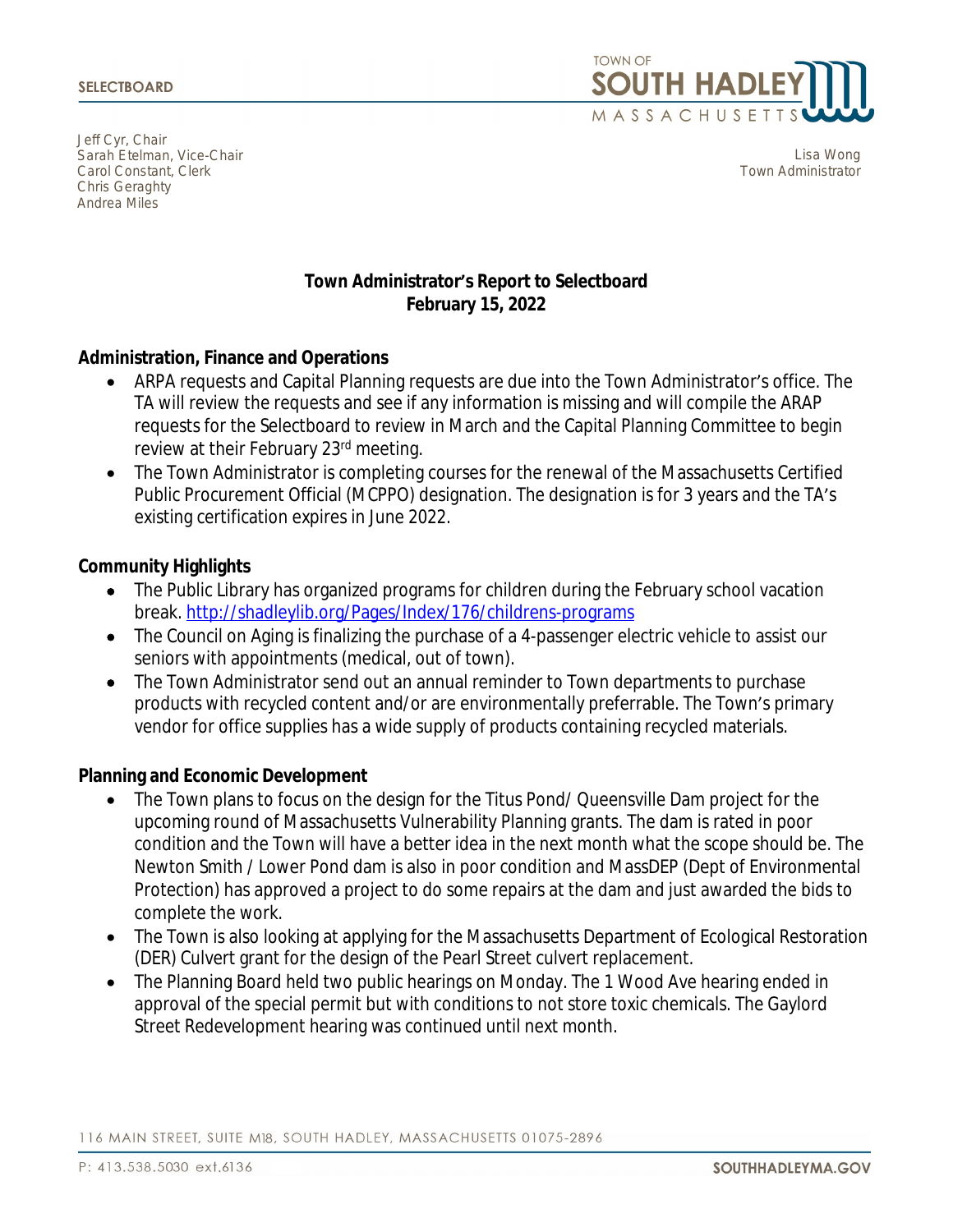SELECTBOARD

TOWN OF SOUTH HADLEY MASSACHUSETTS

Jeff Cyr, Chair
Sarah Etelman, Vice-Chair
Carol Constant, Clerk
Chris Geraghty
Andrea Miles

Lisa Wong
Town Administrator

**Town Administrator's Report to Selectboard**
**February 15, 2022**

**Administration, Finance and Operations**

- ARPA requests and Capital Planning requests are due into the Town Administrator's office. The TA will review the requests and see if any information is missing and will compile the ARAP requests for the Selectboard to review in March and the Capital Planning Committee to begin review at their February 23rd meeting.
- The Town Administrator is completing courses for the renewal of the Massachusetts Certified Public Procurement Official (MCPPO) designation. The designation is for 3 years and the TA's existing certification expires in June 2022.

**Community Highlights**

- The Public Library has organized programs for children during the February school vacation break. http://shadleylib.org/Pages/Index/176/childrens-programs
- The Council on Aging is finalizing the purchase of a 4-passenger electric vehicle to assist our seniors with appointments (medical, out of town).
- The Town Administrator send out an annual reminder to Town departments to purchase products with recycled content and/or are environmentally preferrable. The Town's primary vendor for office supplies has a wide supply of products containing recycled materials.

**Planning and Economic Development**

- The Town plans to focus on the design for the Titus Pond/ Queensville Dam project for the upcoming round of Massachusetts Vulnerability Planning grants. The dam is rated in poor condition and the Town will have a better idea in the next month what the scope should be. The Newton Smith / Lower Pond dam is also in poor condition and MassDEP (Dept of Environmental Protection) has approved a project to do some repairs at the dam and just awarded the bids to complete the work.
- The Town is also looking at applying for the Massachusetts Department of Ecological Restoration (DER) Culvert grant for the design of the Pearl Street culvert replacement.
- The Planning Board held two public hearings on Monday. The 1 Wood Ave hearing ended in approval of the special permit but with conditions to not store toxic chemicals. The Gaylord Street Redevelopment hearing was continued until next month.

116 MAIN STREET, SUITE M18, SOUTH HADLEY, MASSACHUSETTS 01075-2896

P: 413.538.5030 ext.6136

SOUTHHADLEYMA.GOV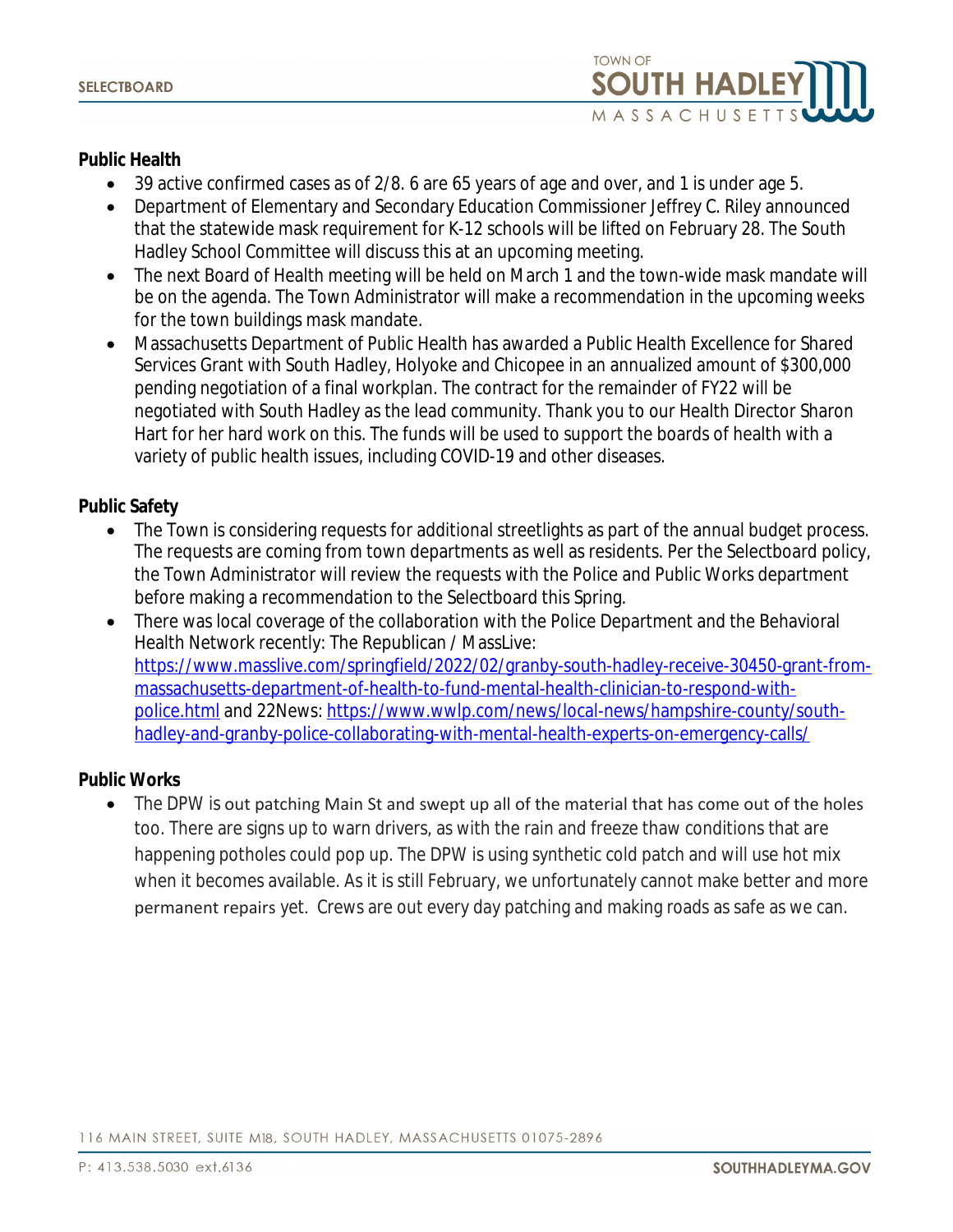**Public Health**

- 39 active confirmed cases as of 2/8. 6 are 65 years of age and over, and 1 is under age 5.
- Department of Elementary and Secondary Education Commissioner Jeffrey C. Riley announced that the statewide mask requirement for K-12 schools will be lifted on February 28. The South Hadley School Committee will discuss this at an upcoming meeting.
- The next Board of Health meeting will be held on March 1 and the town-wide mask mandate will be on the agenda. The Town Administrator will make a recommendation in the upcoming weeks for the town buildings mask mandate.
- Massachusetts Department of Public Health has awarded a Public Health Excellence for Shared Services Grant with South Hadley, Holyoke and Chicopee in an annualized amount of $300,000 pending negotiation of a final workplan. The contract for the remainder of FY22 will be negotiated with South Hadley as the lead community. Thank you to our Health Director Sharon Hart for her hard work on this. The funds will be used to support the boards of health with a variety of public health issues, including COVID-19 and other diseases.

**Public Safety**

- The Town is considering requests for additional streetlights as part of the annual budget process. The requests are coming from town departments as well as residents. Per the Selectboard policy, the Town Administrator will review the requests with the Police and Public Works department before making a recommendation to the Selectboard this Spring.
- There was local coverage of the collaboration with the Police Department and the Behavioral Health Network recently: The Republican / MassLive: https://www.masslive.com/springfield/2022/02/granby-south-hadley-receive-30450-grant-from-massachusetts-department-of-health-to-fund-mental-health-clinician-to-respond-with-police.html and 22News: https://www.wwlp.com/news/local-news/hampshire-county/south-hadley-and-granby-police-collaborating-with-mental-health-experts-on-emergency-calls/

**Public Works**

- The DPW is out patching Main St and swept up all of the material that has come out of the holes too. There are signs up to warn drivers, as with the rain and freeze thaw conditions that are happening potholes could pop up. The DPW is using synthetic cold patch and will use hot mix when it becomes available. As it is still February, we unfortunately cannot make better and more permanent repairs yet. Crews are out every day patching and making roads as safe as we can.